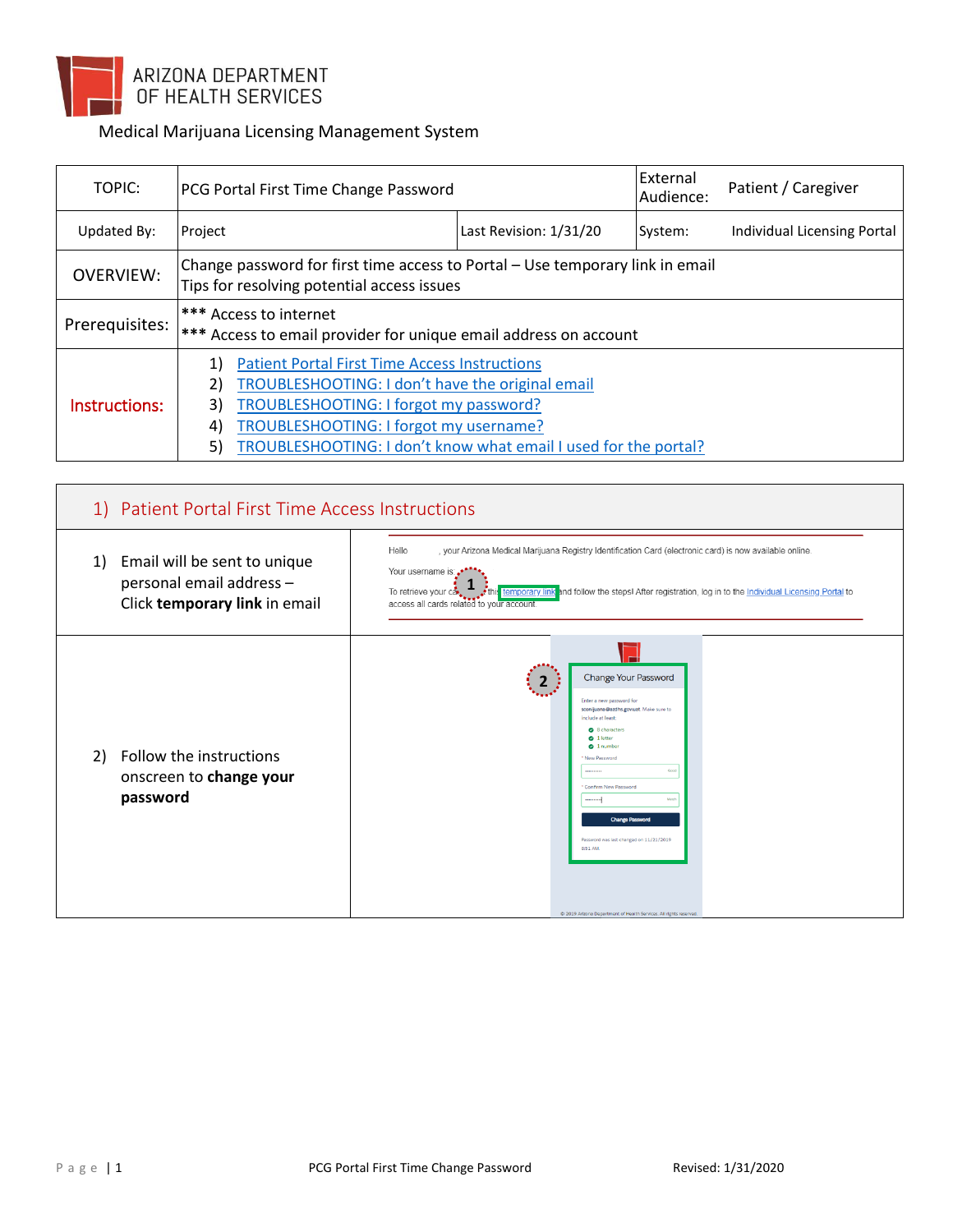ARIZONA DEPARTMENT OF HEALTH SERVICES

Medical Marijuana Licensing Management System

| TOPIC: | PCG Portal First Time Change Password | | External Audience: | Patient / Caregiver |
|---|---|---|---|---|
| Updated By: | Project | Last Revision: 1/31/20 | System: | Individual Licensing Portal |
| OVERVIEW: | Change password for first time access to Portal – Use temporary link in email<br>Tips for resolving potential access issues | | | |
| Prerequisites: | *** Access to internet<br>*** Access to email provider for unique email address on account | | | |
| Instructions: | 1) Patient Portal First Time Access Instructions<br>2) TROUBLESHOOTING: I don't have the original email<br>3) TROUBLESHOOTING: I forgot my password?<br>4) TROUBLESHOOTING: I forgot my username?<br>5) TROUBLESHOOTING: I don't know what email I used for the portal? | | | |

## 1) Patient Portal First Time Access Instructions

| Step | Screenshot |
|---|---|
| 1) Email will be sent to unique personal email address – Click **temporary link** in email | Hello , your Arizona Medical Marijuana Registry Identification Card (electronic card) is now available online.<br>Your username is:<br>To retrieve your card, click this temporary link and follow the steps! After registration, log in to the Individual Licensing Portal to access all cards related to your account. |
| 2) Follow the instructions onscreen to **change your password** | Change Your Password<br>Enter a new password for ... Make sure to include at least:<br>8 characters<br>1 letter<br>1 number<br>* New Password<br>* Confirm New Password<br>Change Password<br>Password was last changed on 11/21/2019 ... AM.<br>© 2019 Arizona Department of Health Services. All rights reserved. |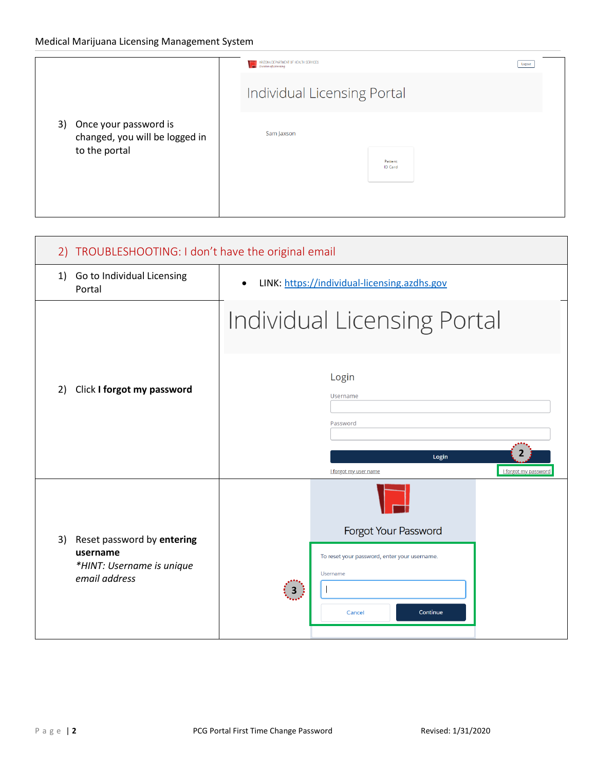| | |
|---|---|
| 3) Once your password is changed, you will be logged in to the portal | Individual Licensing Portal<br>Sam Jaxson<br>Patient ID Card |

## 2) TROUBLESHOOTING: I don't have the original email

| | |
|---|---|
| 1) Go to Individual Licensing Portal | • LINK: https://individual-licensing.azdhs.gov |
| 2) Click **I forgot my password** | Individual Licensing Portal<br>Login<br>Username<br>Password<br>Login<br>I forgot my user name &nbsp;&nbsp; I forgot my password |
| 3) Reset password by **entering username**<br>*\*HINT: Username is unique email address* | Forgot Your Password<br>To reset your password, enter your username.<br>Username<br>Cancel &nbsp;&nbsp; Continue |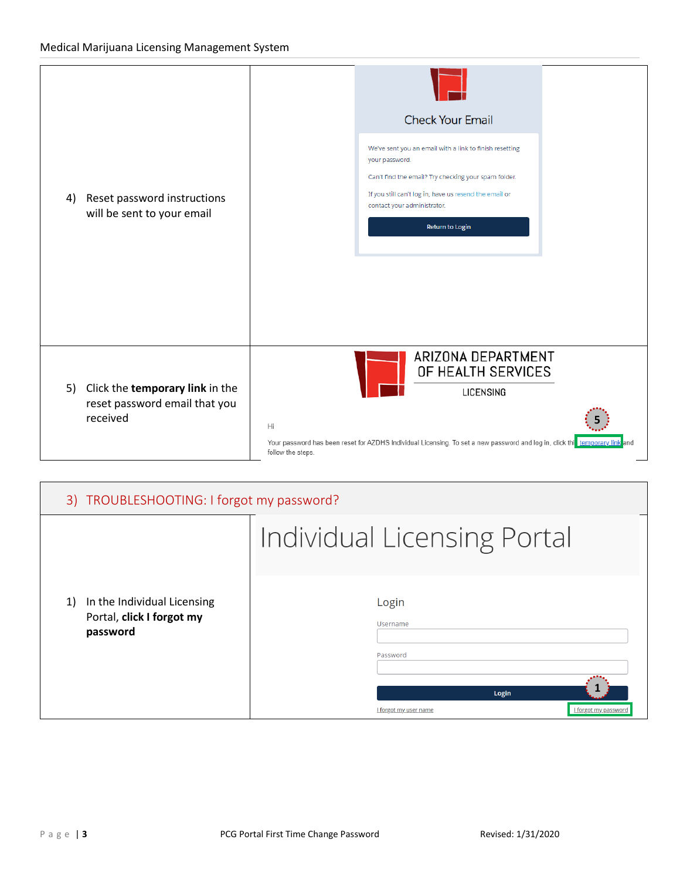| | |
|---|---|
| 4) Reset password instructions will be sent to your email | Check Your Email<br><br>We've sent you an email with a link to finish resetting your password.<br><br>Can't find the email? Try checking your spam folder.<br><br>If you still can't log in, have us resend the email or contact your administrator.<br><br>Return to Login |
| 5) Click the **temporary link** in the reset password email that you received | ARIZONA DEPARTMENT OF HEALTH SERVICES<br>LICENSING<br><br>Hi<br><br>Your password has been reset for AZDHS Individual Licensing. To set a new password and log in, click this temporary link and follow the steps. |

| 3) TROUBLESHOOTING: I forgot my password? | |
|---|---|
| 1) In the Individual Licensing Portal, **click I forgot my password** | Individual Licensing Portal<br><br>Login<br><br>Username<br><br>Password<br><br>Login<br><br>I forgot my user name &nbsp;&nbsp; I forgot my password |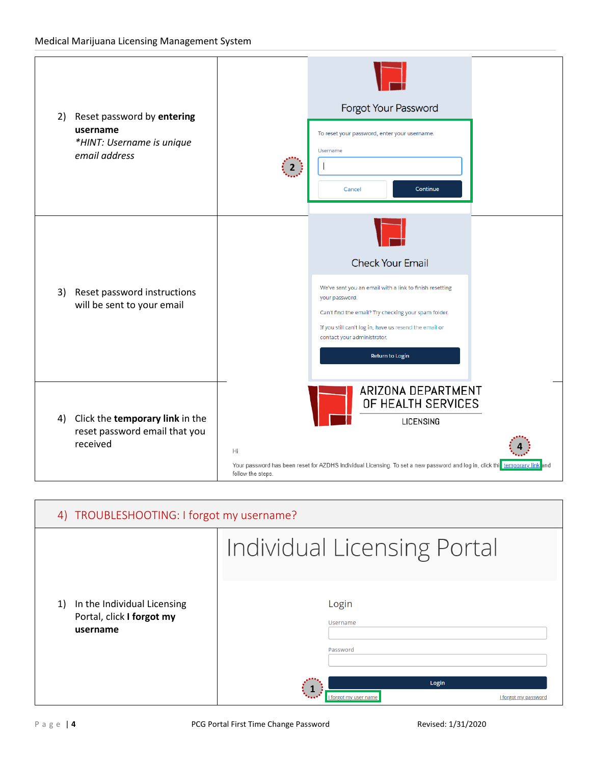| | |
|---|---|
| 2) Reset password by **entering username** *\*HINT: Username is unique email address* | Forgot Your Password<br>To reset your password, enter your username.<br>Username<br>Cancel Continue |
| 3) Reset password instructions will be sent to your email | Check Your Email<br>We've sent you an email with a link to finish resetting your password.<br>Can't find the email? Try checking your spam folder.<br>If you still can't log in, have us resend the email or contact your administrator.<br>Return to Login |
| 4) Click the **temporary link** in the reset password email that you received | ARIZONA DEPARTMENT OF HEALTH SERVICES<br>LICENSING<br>Hi<br>Your password has been reset for AZDHS Individual Licensing. To set a new password and log in, click this temporary link and follow the steps. |

## 4) TROUBLESHOOTING: I forgot my username?

| | |
|---|---|
| 1) In the Individual Licensing Portal, click **I forgot my username** | Individual Licensing Portal<br>Login<br>Username<br>Password<br>Login<br>I forgot my user name    I forgot my password |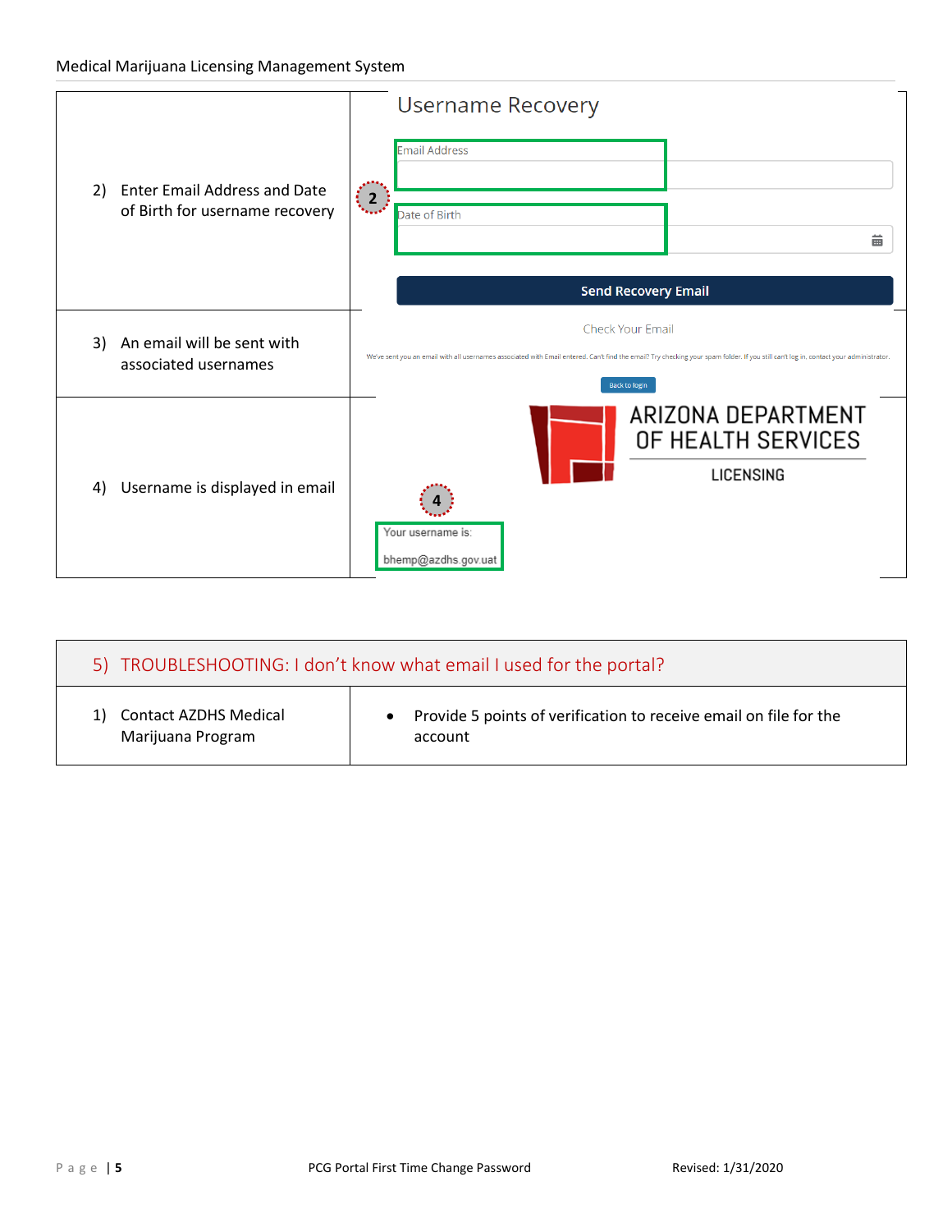| | |
|---|---|
| 2) Enter Email Address and Date of Birth for username recovery | Username Recovery<br>Email Address<br>Date of Birth<br>Send Recovery Email |
| 3) An email will be sent with associated usernames | Check Your Email<br>We've sent you an email with all usernames associated with Email entered. Can't find the email? Try checking your spam folder. If you still can't log in, contact your administrator.<br>Back to login |
| 4) Username is displayed in email | ARIZONA DEPARTMENT OF HEALTH SERVICES<br>LICENSING<br>Your username is:<br>bhemp@azdhs.gov.uat |

| 5) TROUBLESHOOTING: I don't know what email I used for the portal? | |
|---|---|
| 1) Contact AZDHS Medical Marijuana Program | • Provide 5 points of verification to receive email on file for the account |